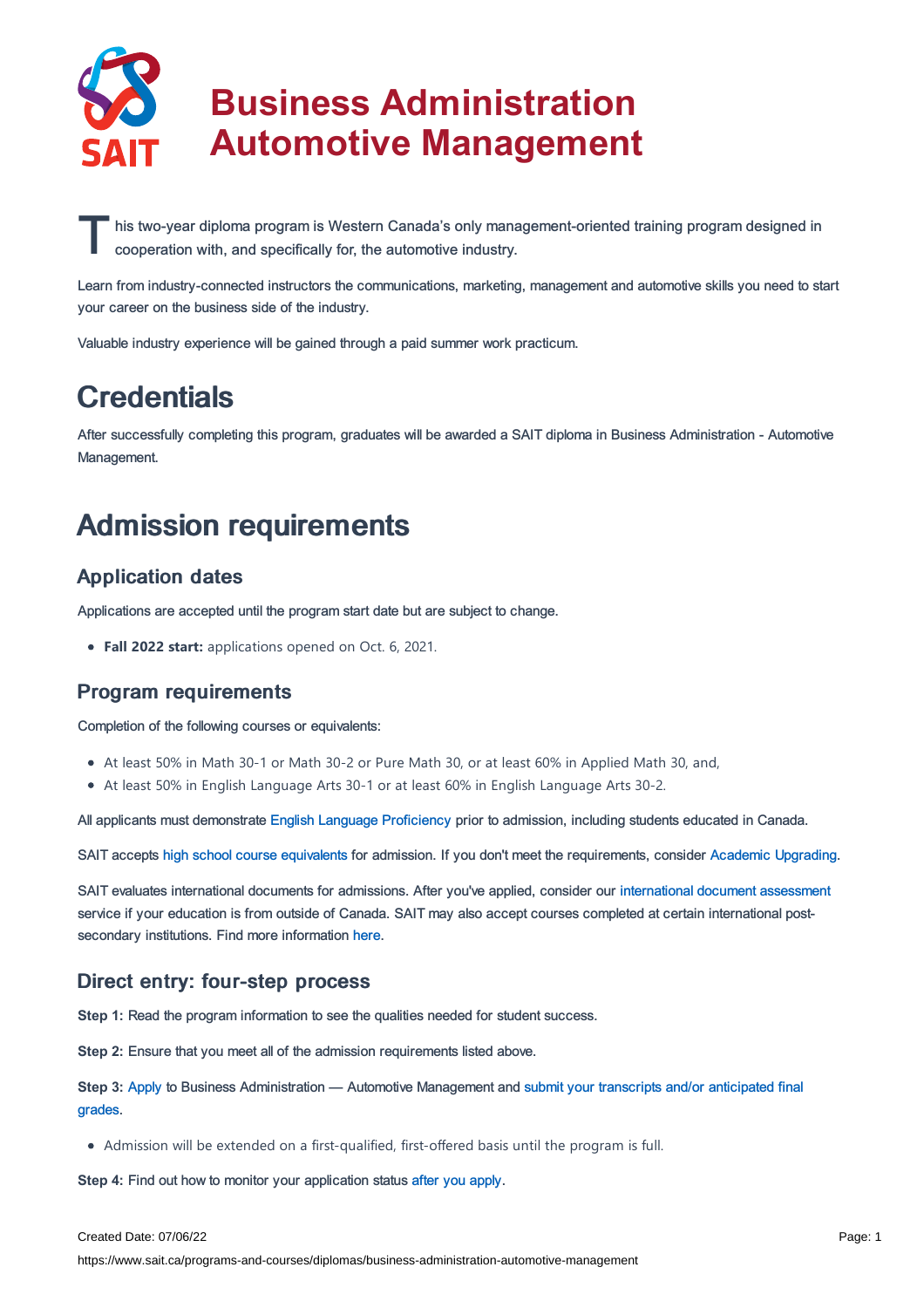# Business Administration Automotive Management

This two-year diploma program is Western Canada's only management-oriented training program designed in cooperation with, and specifically for, the automotive industry.

Learn from industry-connected instructors the communications, marketing, management and automotive skills you need to start your career on the business side of the industry.

Valuable industry experience will be gained through a paid summer work practicum.

# Credentials

After successfully completing this program, graduates will be awarded a SAIT diploma in Business Administration - Automotive Management.

# Admission requirements

## Application dates

Applications are accepted until the program start date but are subject to change.

- **Fall 2022 start:** applications opened on Oct. 6, 2021.

## Program requirements

Completion of the following courses or equivalents:

- At least 50% in Math 30-1 or Math 30-2 or Pure Math 30, or at least 60% in Applied Math 30, and,
- At least 50% in English Language Arts 30-1 or at least 60% in English Language Arts 30-2.

All applicants must demonstrate English Language Proficiency prior to admission, including students educated in Canada.

SAIT accepts high school course equivalents for admission. If you don't meet the requirements, consider Academic Upgrading.

SAIT evaluates international documents for admissions. After you've applied, consider our international document assessment service if your education is from outside of Canada. SAIT may also accept courses completed at certain international post-secondary institutions. Find more information here.

## Direct entry: four-step process

**Step 1:** Read the program information to see the qualities needed for student success.

**Step 2:** Ensure that you meet all of the admission requirements listed above.

**Step 3:** Apply to Business Administration — Automotive Management and submit your transcripts and/or anticipated final grades.

- Admission will be extended on a first-qualified, first-offered basis until the program is full.

**Step 4:** Find out how to monitor your application status after you apply.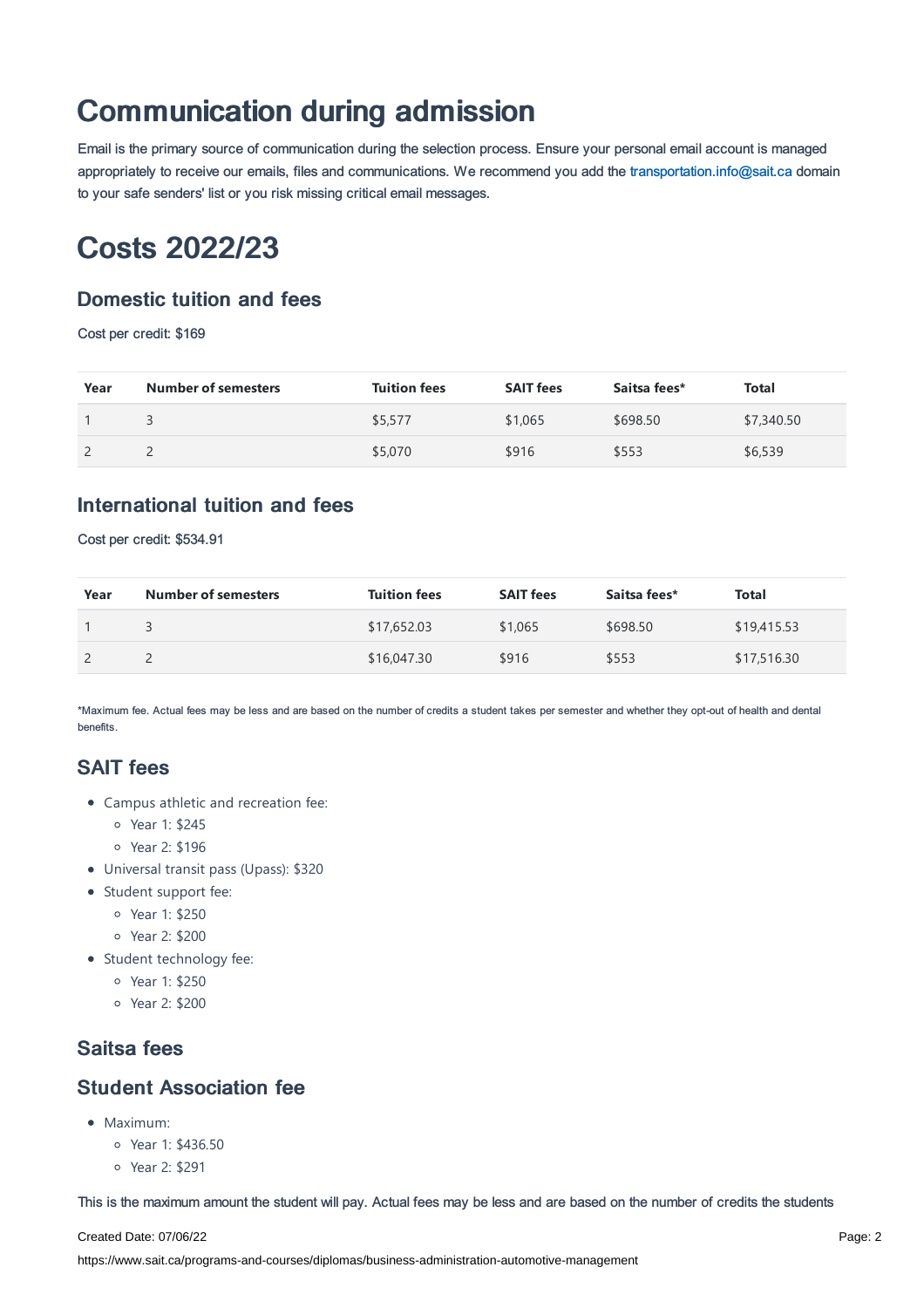# Communication during admission

Email is the primary source of communication during the selection process. Ensure your personal email account is managed appropriately to receive our emails, files and communications. We recommend you add the transportation.info@sait.ca domain to your safe senders' list or you risk missing critical email messages.

# Costs 2022/23

## Domestic tuition and fees

Cost per credit: $169

| Year | Number of semesters | Tuition fees | SAIT fees | Saitsa fees* | Total |
|---|---|---|---|---|---|
| 1 | 3 | $5,577 | $1,065 | $698.50 | $7,340.50 |
| 2 | 2 | $5,070 | $916 | $553 | $6,539 |

## International tuition and fees

Cost per credit: $534.91

| Year | Number of semesters | Tuition fees | SAIT fees | Saitsa fees* | Total |
|---|---|---|---|---|---|
| 1 | 3 | $17,652.03 | $1,065 | $698.50 | $19,415.53 |
| 2 | 2 | $16,047.30 | $916 | $553 | $17,516.30 |

*Maximum fee. Actual fees may be less and are based on the number of credits a student takes per semester and whether they opt-out of health and dental benefits.

## SAIT fees

- Campus athletic and recreation fee:
  - Year 1: $245
  - Year 2: $196
- Universal transit pass (Upass): $320
- Student support fee:
  - Year 1: $250
  - Year 2: $200
- Student technology fee:
  - Year 1: $250
  - Year 2: $200

## Saitsa fees

## Student Association fee

- Maximum:
  - Year 1: $436.50
  - Year 2: $291

This is the maximum amount the student will pay. Actual fees may be less and are based on the number of credits the students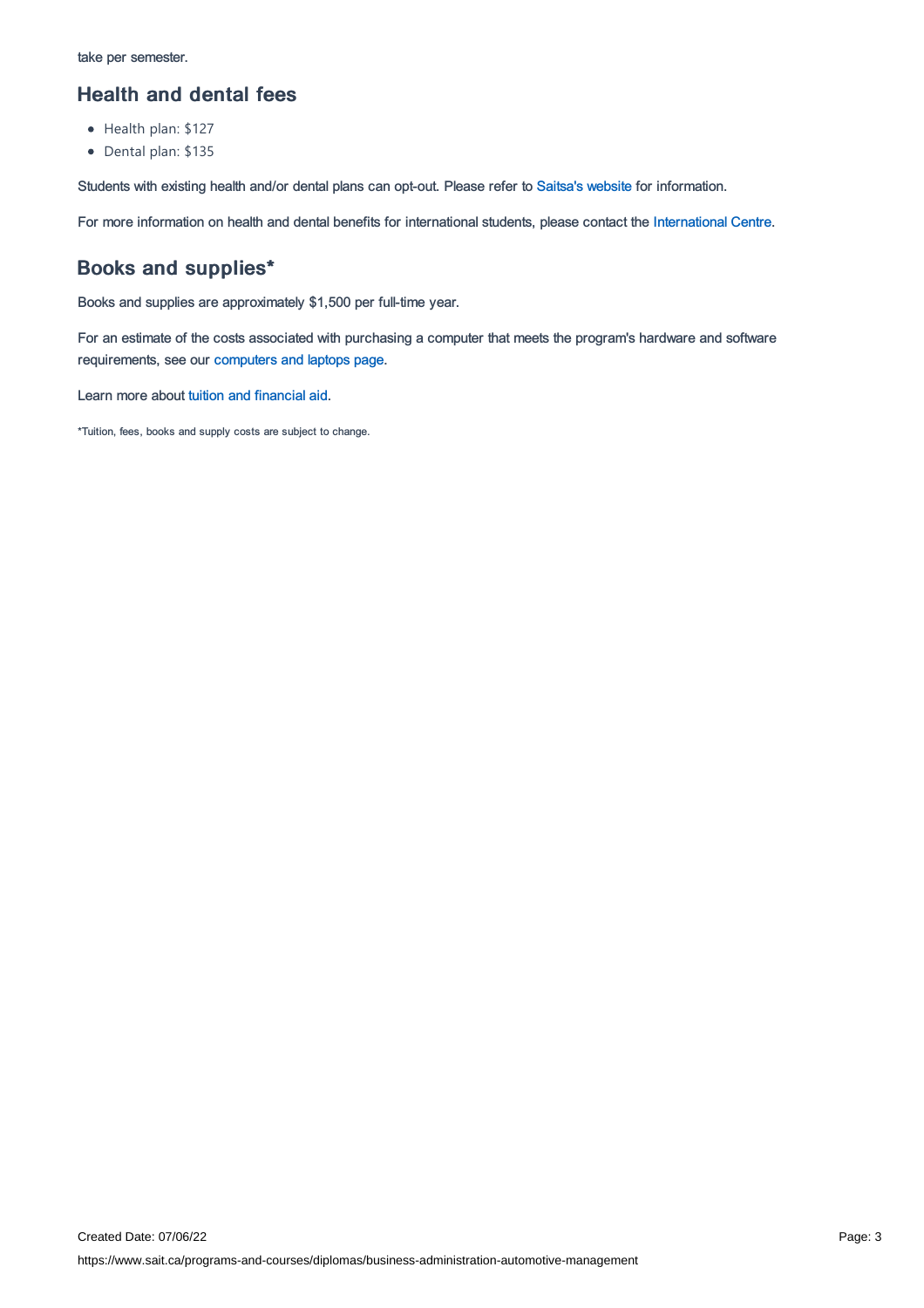take per semester.

## Health and dental fees

- Health plan: $127
- Dental plan: $135

Students with existing health and/or dental plans can opt-out. Please refer to Saitsa's website for information.

For more information on health and dental benefits for international students, please contact the International Centre.

## Books and supplies*

Books and supplies are approximately $1,500 per full-time year.

For an estimate of the costs associated with purchasing a computer that meets the program's hardware and software requirements, see our computers and laptops page.

Learn more about tuition and financial aid.

*Tuition, fees, books and supply costs are subject to change.